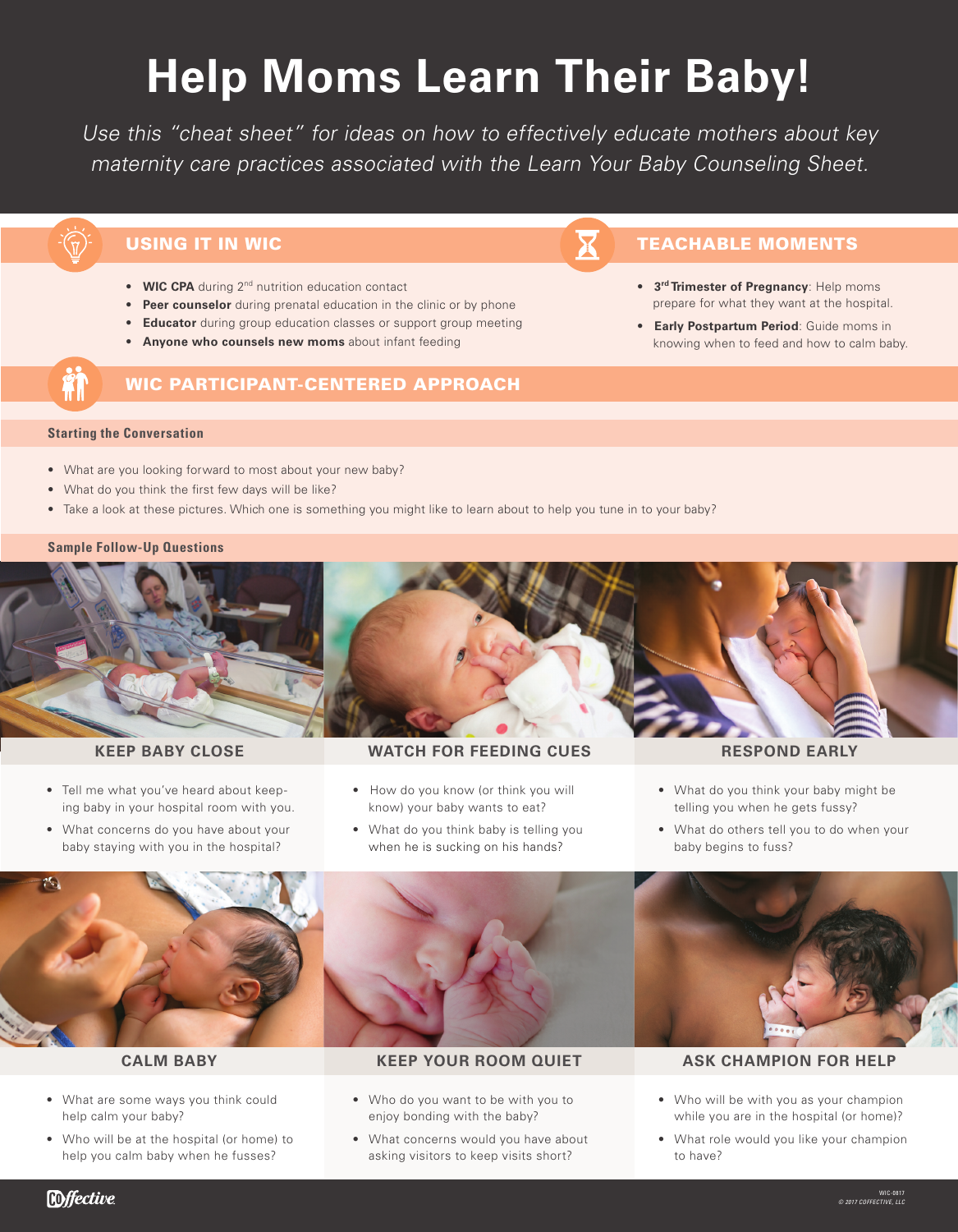# Help Moms Learn Their Baby!

*Use this "cheat sheet" for ideas on how to effectively educate mothers about key maternity care practices associated with the Learn Your Baby Counseling Sheet.*

## USING IT IN WIC

- **WIC CPA** during 2nd nutrition education contact
- **Peer counselor** during prenatal education in the clinic or by phone
- **Educator** during group education classes or support group meeting
- **Anyone who counsels new moms** about infant feeding

## TEACHABLE MOMENTS

- **3rd Trimester of Pregnancy**: Help moms prepare for what they want at the hospital.
- **Early Postpartum Period**: Guide moms in knowing when to feed and how to calm baby.

## WIC PARTICIPANT-CENTERED APPROACH

### Starting the Conversation

- What are you looking forward to most about your new baby?
- What do you think the first few days will be like?
- Take a look at these pictures. Which one is something you might like to learn about to help you tune in to your baby?

### Sample Follow-Up Questions

#### KEEP BABY CLOSE

- Tell me what you've heard about keeping baby in your hospital room with you.
- What concerns do you have about your baby staying with you in the hospital?

#### WATCH FOR FEEDING CUES

- How do you know (or think you will know) your baby wants to eat?
- What do you think baby is telling you when he is sucking on his hands?

#### RESPOND EARLY

- What do you think your baby might be telling you when he gets fussy?
- What do others tell you to do when your baby begins to fuss?

#### CALM BABY

- What are some ways you think could help calm your baby?
- Who will be at the hospital (or home) to help you calm baby when he fusses?

#### KEEP YOUR ROOM QUIET

- Who do you want to be with you to enjoy bonding with the baby?
- What concerns would you have about asking visitors to keep visits short?

#### ASK CHAMPION FOR HELP

- Who will be with you as your champion while you are in the hospital (or home)?
- What role would you like your champion to have?

Coffective

WIC-0817
© 2017 COFFECTIVE, LLC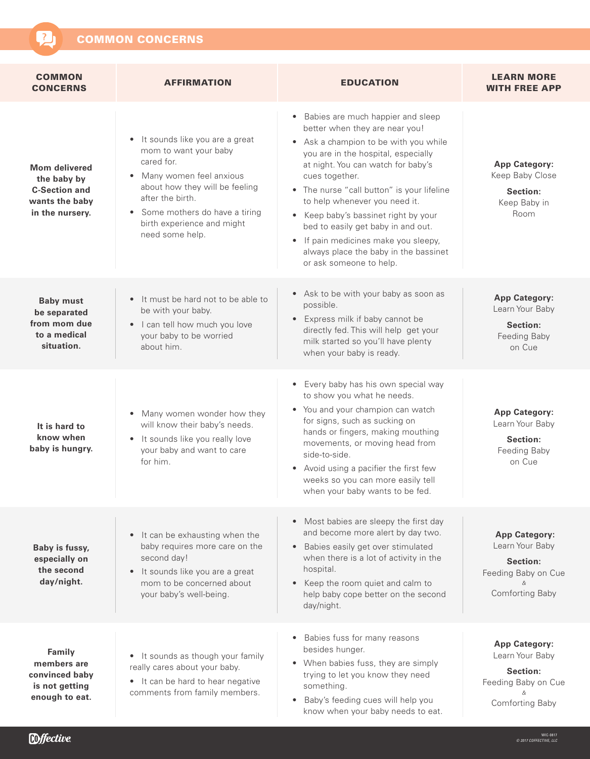## COMMON CONCERNS

| COMMON CONCERNS | AFFIRMATION | EDUCATION | LEARN MORE WITH FREE APP |
|---|---|---|---|
| **Mom delivered the baby by C-Section and wants the baby in the nursery.** | • It sounds like you are a great mom to want your baby cared for.<br>• Many women feel anxious about how they will be feeling after the birth.<br>• Some mothers do have a tiring birth experience and might need some help. | • Babies are much happier and sleep better when they are near you!<br>• Ask a champion to be with you while you are in the hospital, especially at night. You can watch for baby's cues together.<br>• The nurse "call button" is your lifeline to help whenever you need it.<br>• Keep baby's bassinet right by your bed to easily get baby in and out.<br>• If pain medicines make you sleepy, always place the baby in the bassinet or ask someone to help. | **App Category:** Keep Baby Close<br>**Section:** Keep Baby in Room |
| **Baby must be separated from mom due to a medical situation.** | • It must be hard not to be able to be with your baby.<br>• I can tell how much you love your baby to be worried about him. | • Ask to be with your baby as soon as possible.<br>• Express milk if baby cannot be directly fed. This will help get your milk started so you'll have plenty when your baby is ready. | **App Category:** Learn Your Baby<br>**Section:** Feeding Baby on Cue |
| **It is hard to know when baby is hungry.** | • Many women wonder how they will know their baby's needs.<br>• It sounds like you really love your baby and want to care for him. | • Every baby has his own special way to show you what he needs.<br>• You and your champion can watch for signs, such as sucking on hands or fingers, making mouthing movements, or moving head from side-to-side.<br>• Avoid using a pacifier the first few weeks so you can more easily tell when your baby wants to be fed. | **App Category:** Learn Your Baby<br>**Section:** Feeding Baby on Cue |
| **Baby is fussy, especially on the second day/night.** | • It can be exhausting when the baby requires more care on the second day!<br>• It sounds like you are a great mom to be concerned about your baby's well-being. | • Most babies are sleepy the first day and become more alert by day two.<br>• Babies easily get over stimulated when there is a lot of activity in the hospital.<br>• Keep the room quiet and calm to help baby cope better on the second day/night. | **App Category:** Learn Your Baby<br>**Section:** Feeding Baby on Cue & Comforting Baby |
| **Family members are convinced baby is not getting enough to eat.** | • It sounds as though your family really cares about your baby.<br>• It can be hard to hear negative comments from family members. | • Babies fuss for many reasons besides hunger.<br>• When babies fuss, they are simply trying to let you know they need something.<br>• Baby's feeding cues will help you know when your baby needs to eat. | **App Category:** Learn Your Baby<br>**Section:** Feeding Baby on Cue & Comforting Baby |

Coffective

WIC-0817
© 2017 COFFECTIVE, LLC